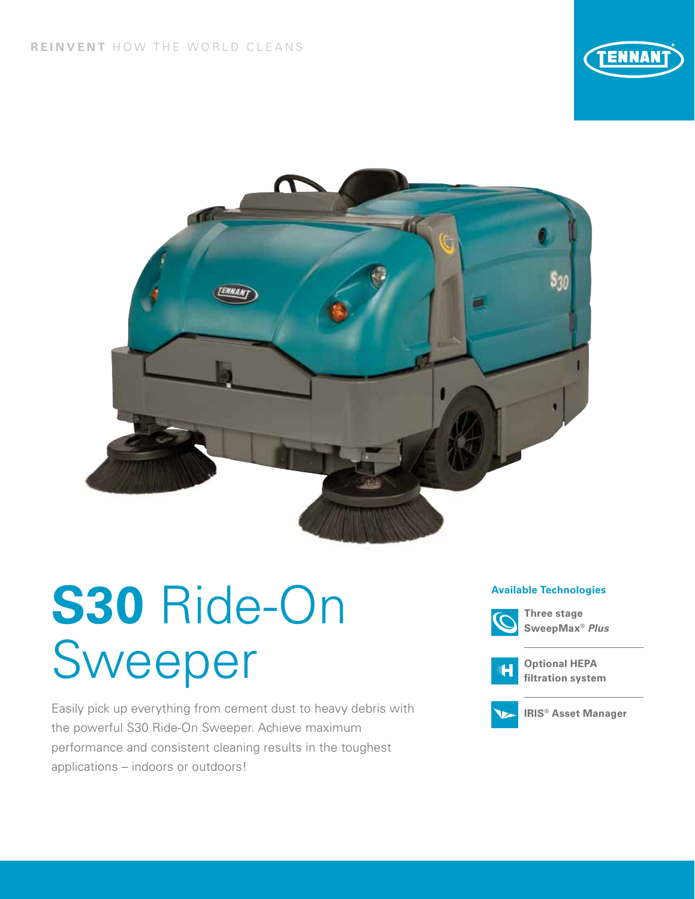**REINVENT** HOW THE WORLD CLEANS

# **S30** Ride-On Sweeper

Easily pick up everything from cement dust to heavy debris with the powerful S30 Ride-On Sweeper. Achieve maximum performance and consistent cleaning results in the toughest applications – indoors or outdoors!

**Available Technologies**

- **Three stage SweepMax® *Plus***
- **Optional HEPA filtration system**
- **IRIS® Asset Manager**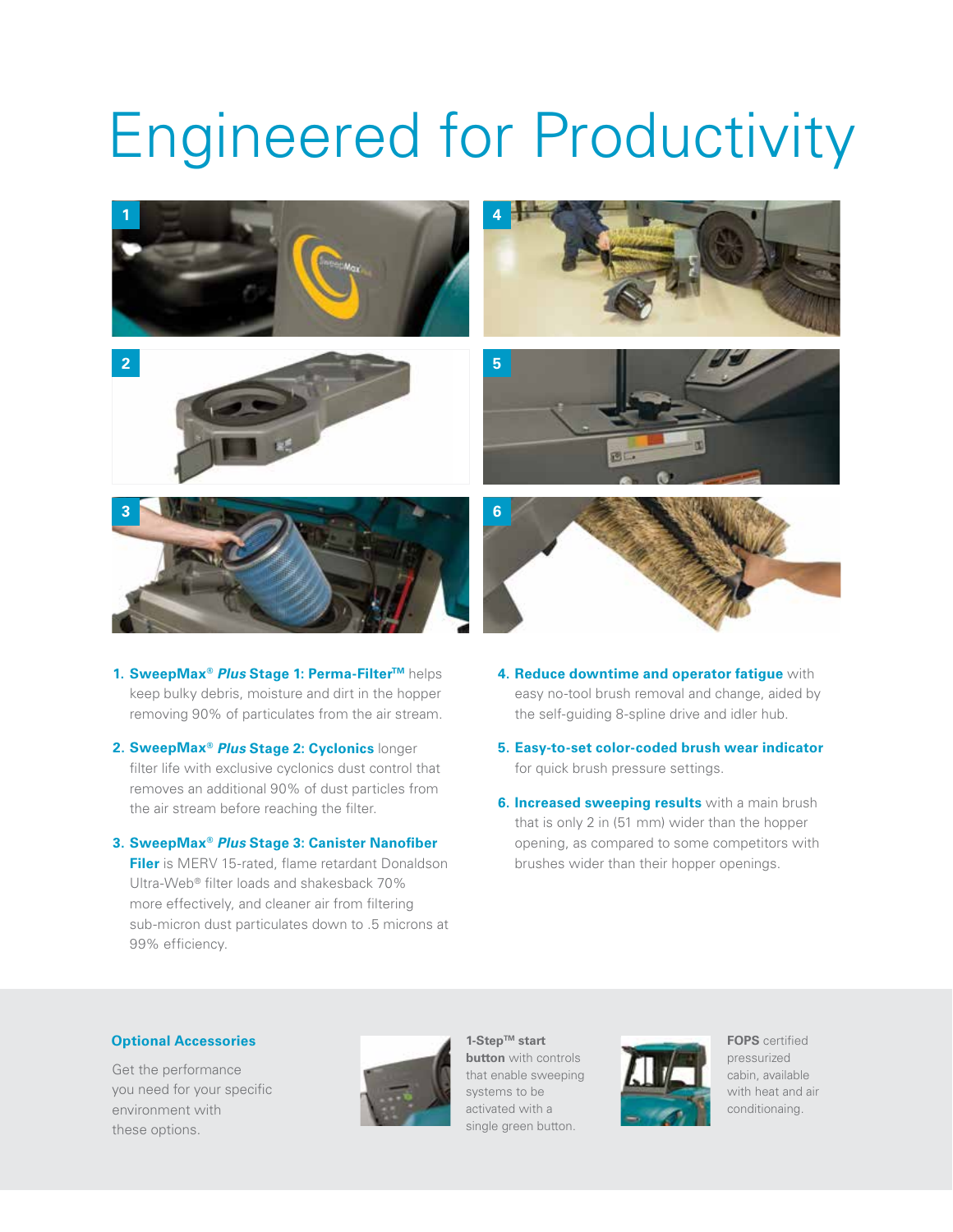# Engineered for Productivity

1. **SweepMax® *Plus* Stage 1: Perma-Filter™** helps keep bulky debris, moisture and dirt in the hopper removing 90% of particulates from the air stream.

2. **SweepMax® *Plus* Stage 2: Cyclonics** longer filter life with exclusive cyclonics dust control that removes an additional 90% of dust particles from the air stream before reaching the filter.

3. **SweepMax® *Plus* Stage 3: Canister Nanofiber Filer** is MERV 15-rated, flame retardant Donaldson Ultra-Web® filter loads and shakesback 70% more effectively, and cleaner air from filtering sub-micron dust particulates down to .5 microns at 99% efficiency.

4. **Reduce downtime and operator fatigue** with easy no-tool brush removal and change, aided by the self-guiding 8-spline drive and idler hub.

5. **Easy-to-set color-coded brush wear indicator** for quick brush pressure settings.

6. **Increased sweeping results** with a main brush that is only 2 in (51 mm) wider than the hopper opening, as compared to some competitors with brushes wider than their hopper openings.

## Optional Accessories

Get the performance you need for your specific environment with these options.

**1-Step™ start button** with controls that enable sweeping systems to be activated with a single green button.

**FOPS** certified pressurized cabin, available with heat and air conditioning.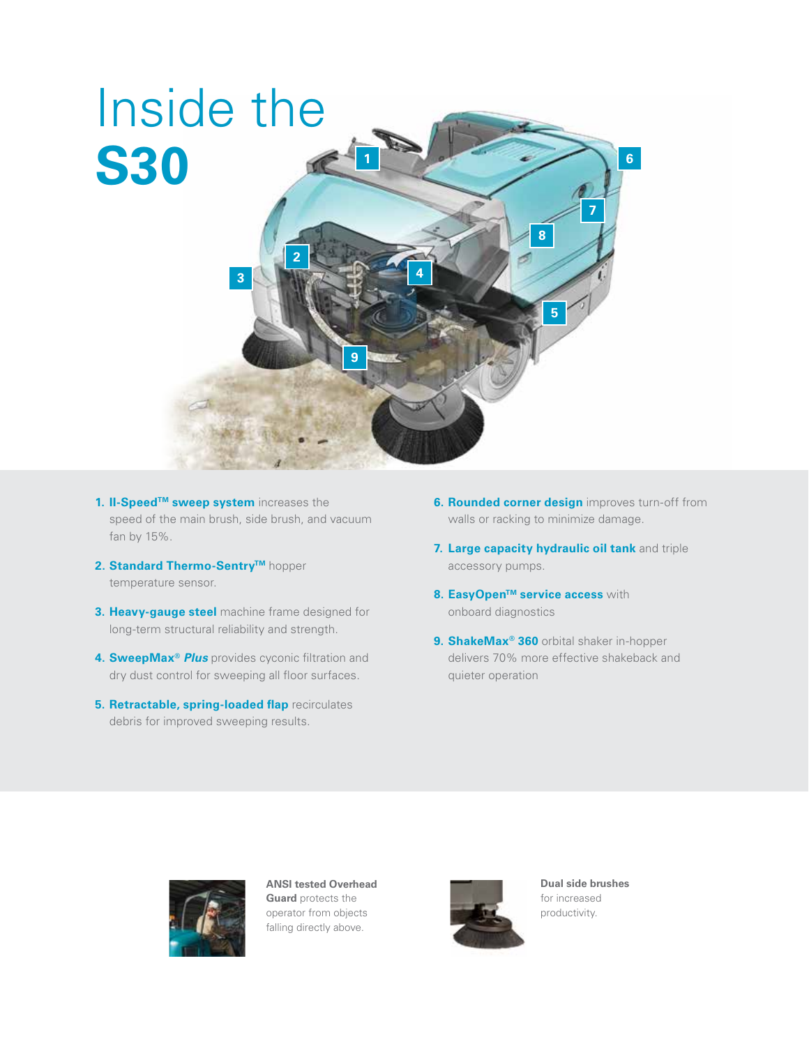# Inside the **S30**

1. **II-Speed™ sweep system** increases the speed of the main brush, side brush, and vacuum fan by 15%.
2. **Standard Thermo-Sentry™** hopper temperature sensor.
3. **Heavy-gauge steel** machine frame designed for long-term structural reliability and strength.
4. **SweepMax® *Plus*** provides cyconic filtration and dry dust control for sweeping all floor surfaces.
5. **Retractable, spring-loaded flap** recirculates debris for improved sweeping results.
6. **Rounded corner design** improves turn-off from walls or racking to minimize damage.
7. **Large capacity hydraulic oil tank** and triple accessory pumps.
8. **EasyOpen™ service access** with onboard diagnostics
9. **ShakeMax® 360** orbital shaker in-hopper delivers 70% more effective shakeback and quieter operation

**ANSI tested Overhead Guard** protects the operator from objects falling directly above.

**Dual side brushes** for increased productivity.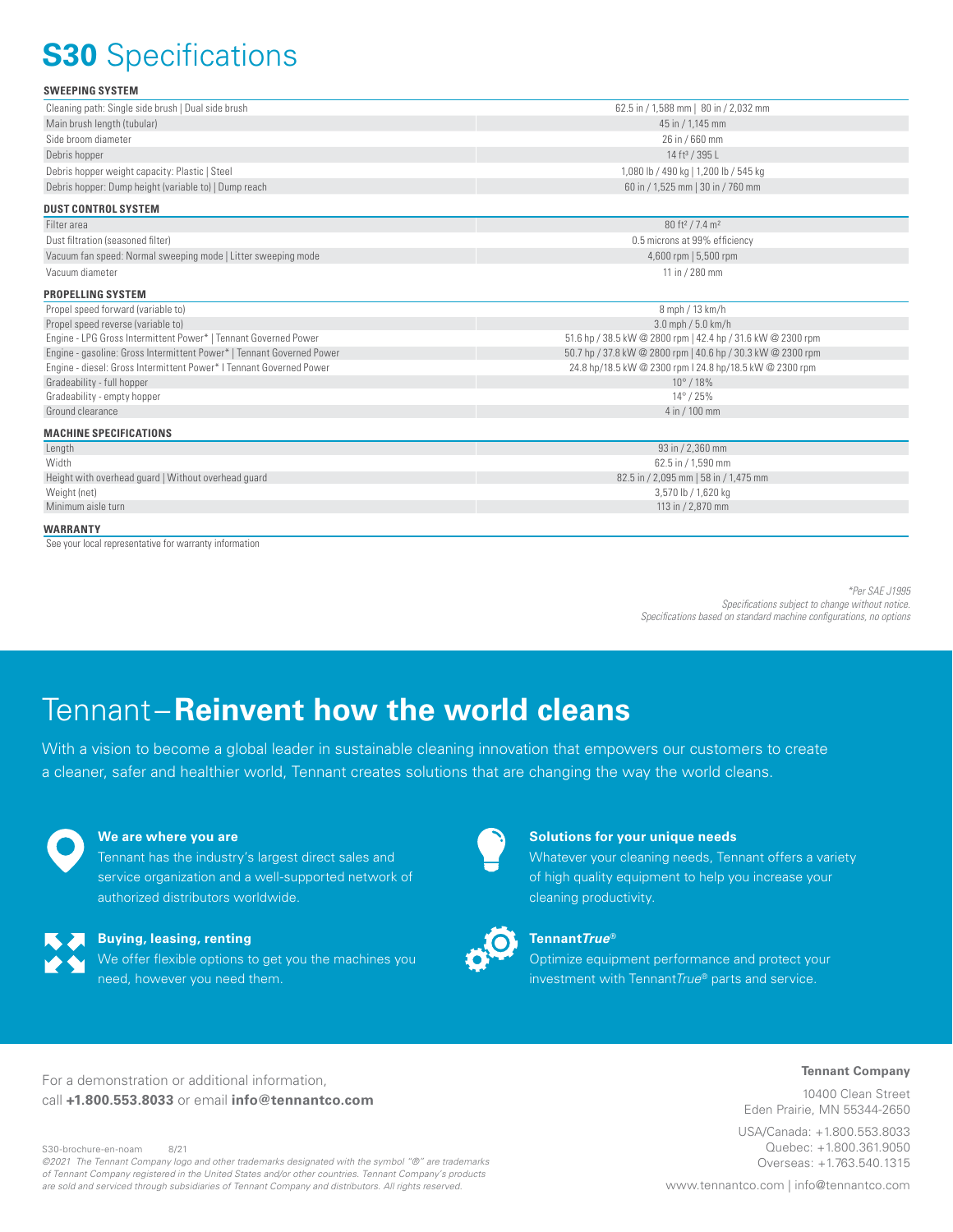# **S30** Specifications

| SWEEPING SYSTEM | |
|---|---|
| Cleaning path: Single side brush \| Dual side brush | 62.5 in / 1,588 mm \| 80 in / 2,032 mm |
| Main brush length (tubular) | 45 in / 1,145 mm |
| Side broom diameter | 26 in / 660 mm |
| Debris hopper | 14 ft³ / 395 L |
| Debris hopper weight capacity: Plastic \| Steel | 1,080 lb / 490 kg \| 1,200 lb / 545 kg |
| Debris hopper: Dump height (variable to) \| Dump reach | 60 in / 1,525 mm \| 30 in / 760 mm |

| DUST CONTROL SYSTEM | |
|---|---|
| Filter area | 80 ft² / 7.4 m² |
| Dust filtration (seasoned filter) | 0.5 microns at 99% efficiency |
| Vacuum fan speed: Normal sweeping mode \| Litter sweeping mode | 4,600 rpm \| 5,500 rpm |
| Vacuum diameter | 11 in / 280 mm |

| PROPELLING SYSTEM | |
|---|---|
| Propel speed forward (variable to) | 8 mph / 13 km/h |
| Propel speed reverse (variable to) | 3.0 mph / 5.0 km/h |
| Engine - LPG Gross Intermittent Power* \| Tennant Governed Power | 51.6 hp / 38.5 kW @ 2800 rpm \| 42.4 hp / 31.6 kW @ 2300 rpm |
| Engine - gasoline: Gross Intermittent Power* \| Tennant Governed Power | 50.7 hp / 37.8 kW @ 2800 rpm \| 40.6 hp / 30.3 kW @ 2300 rpm |
| Engine - diesel: Gross Intermittent Power* I Tennant Governed Power | 24.8 hp/18.5 kW @ 2300 rpm I 24.8 hp/18.5 kW @ 2300 rpm |
| Gradeability - full hopper | 10° / 18% |
| Gradeability - empty hopper | 14° / 25% |
| Ground clearance | 4 in / 100 mm |

| MACHINE SPECIFICATIONS | |
|---|---|
| Length | 93 in / 2,360 mm |
| Width | 62.5 in / 1,590 mm |
| Height with overhead guard \| Without overhead guard | 82.5 in / 2,095 mm \| 58 in / 1,475 mm |
| Weight (net) | 3,570 lb / 1,620 kg |
| Minimum aisle turn | 113 in / 2,870 mm |

**WARRANTY**

See your local representative for warranty information

*\*Per SAE J1995*
*Specifications subject to change without notice.*
*Specifications based on standard machine configurations, no options*

# Tennant–**Reinvent how the world cleans**

With a vision to become a global leader in sustainable cleaning innovation that empowers our customers to create a cleaner, safer and healthier world, Tennant creates solutions that are changing the way the world cleans.

**We are where you are**
Tennant has the industry's largest direct sales and service organization and a well-supported network of authorized distributors worldwide.

**Buying, leasing, renting**
We offer flexible options to get you the machines you need, however you need them.

**Solutions for your unique needs**
Whatever your cleaning needs, Tennant offers a variety of high quality equipment to help you increase your cleaning productivity.

**Tennant*True*®**
Optimize equipment performance and protect your investment with Tennant*True*® parts and service.

For a demonstration or additional information, call **+1.800.553.8033** or email **info@tennantco.com**

S30-brochure-en-noam 8/21
*©2021 The Tennant Company logo and other trademarks designated with the symbol "®" are trademarks of Tennant Company registered in the United States and/or other countries. Tennant Company's products are sold and serviced through subsidiaries of Tennant Company and distributors. All rights reserved.*

**Tennant Company**
10400 Clean Street
Eden Prairie, MN 55344-2650

USA/Canada: +1.800.553.8033
Quebec: +1.800.361.9050
Overseas: +1.763.540.1315

www.tennantco.com | info@tennantco.com